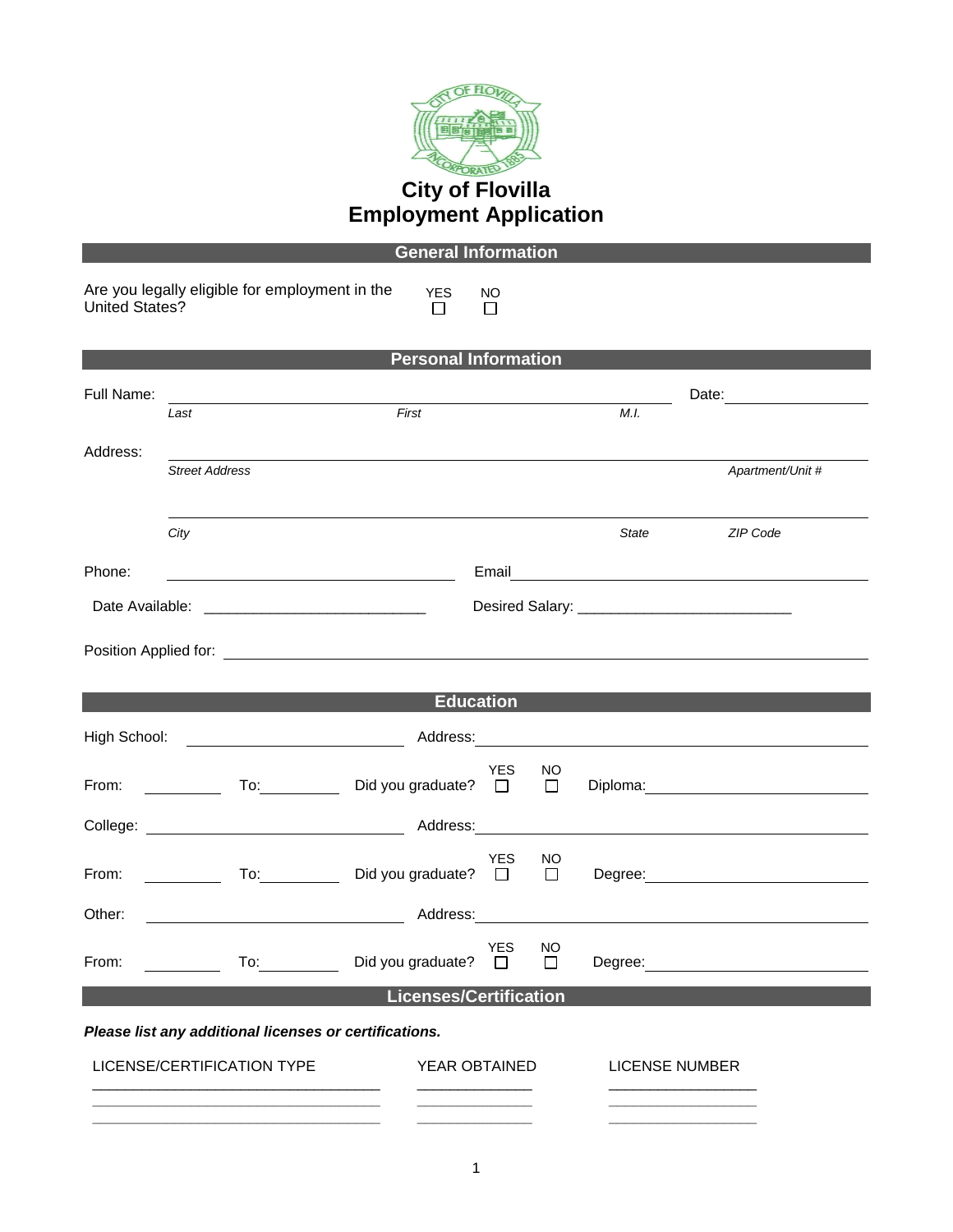# City of Flovilla
# Employment Application

## General Information

Are you legally eligible for employment in the United States? YES ☐ NO ☐

## Personal Information

Full Name: ______________________________ Date: ______________

*Last* *First* *M.I.*

Address: ______________________________

*Street Address* *Apartment/Unit #*

______________________________

*City* *State* *ZIP Code*

Phone: ______________________ Email ______________________

Date Available: ______________________ Desired Salary: ______________________

Position Applied for: ______________________________

## Education

High School: ______________________ Address: ______________________

From: __________ To: __________ Did you graduate? YES ☐ NO ☐ Diploma: ______________________

College: ______________________ Address: ______________________

From: __________ To: __________ Did you graduate? YES ☐ NO ☐ Degree: ______________________

Other: ______________________ Address: ______________________

From: __________ To: __________ Did you graduate? YES ☐ NO ☐ Degree: ______________________

## Licenses/Certification

***Please list any additional licenses or certifications.***

| LICENSE/CERTIFICATION TYPE | YEAR OBTAINED | LICENSE NUMBER |
|---|---|---|
| | | |
| | | |
| | | |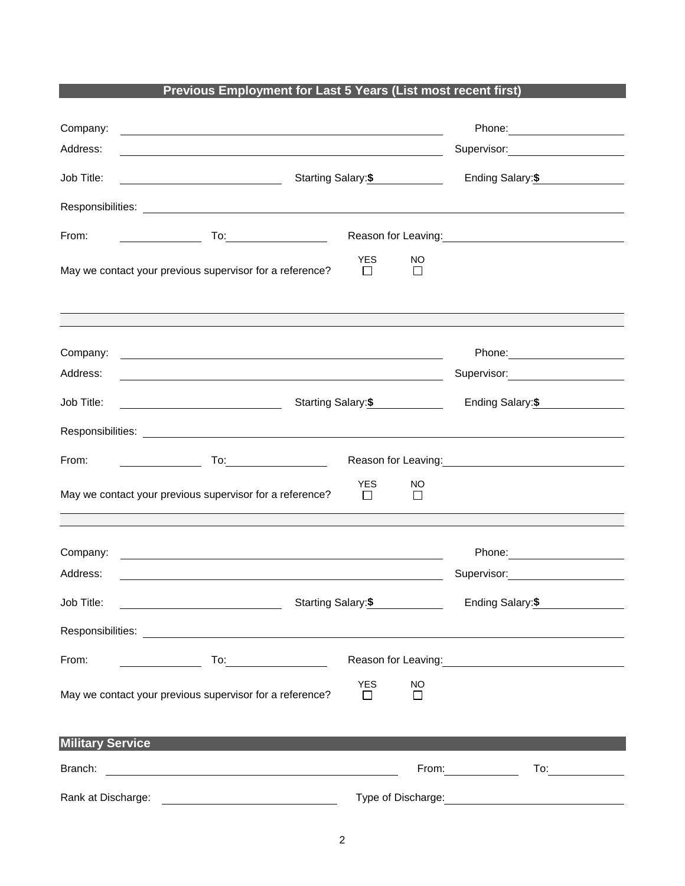## Previous Employment for Last 5 Years (List most recent first)

Company: ______________________________ Phone: ____________

Address: ______________________________ Supervisor: ____________

Job Title: ______________ Starting Salary:**$** __________ Ending Salary:**$** __________

Responsibilities: ______________________________________________

From: __________ To: __________ Reason for Leaving: ______________________

May we contact your previous supervisor for a reference? YES ☐ NO ☐

---

Company: ______________________________ Phone: ____________

Address: ______________________________ Supervisor: ____________

Job Title: ______________ Starting Salary:**$** __________ Ending Salary:**$** __________

Responsibilities: ______________________________________________

From: __________ To: __________ Reason for Leaving: ______________________

May we contact your previous supervisor for a reference? YES ☐ NO ☐

---

Company: ______________________________ Phone: ____________

Address: ______________________________ Supervisor: ____________

Job Title: ______________ Starting Salary:**$** __________ Ending Salary:**$** __________

Responsibilities: ______________________________________________

From: __________ To: __________ Reason for Leaving: ______________________

May we contact your previous supervisor for a reference? YES ☐ NO ☐

## Military Service

Branch: ______________________________ From: __________ To: __________

Rank at Discharge: ______________________ Type of Discharge: ______________________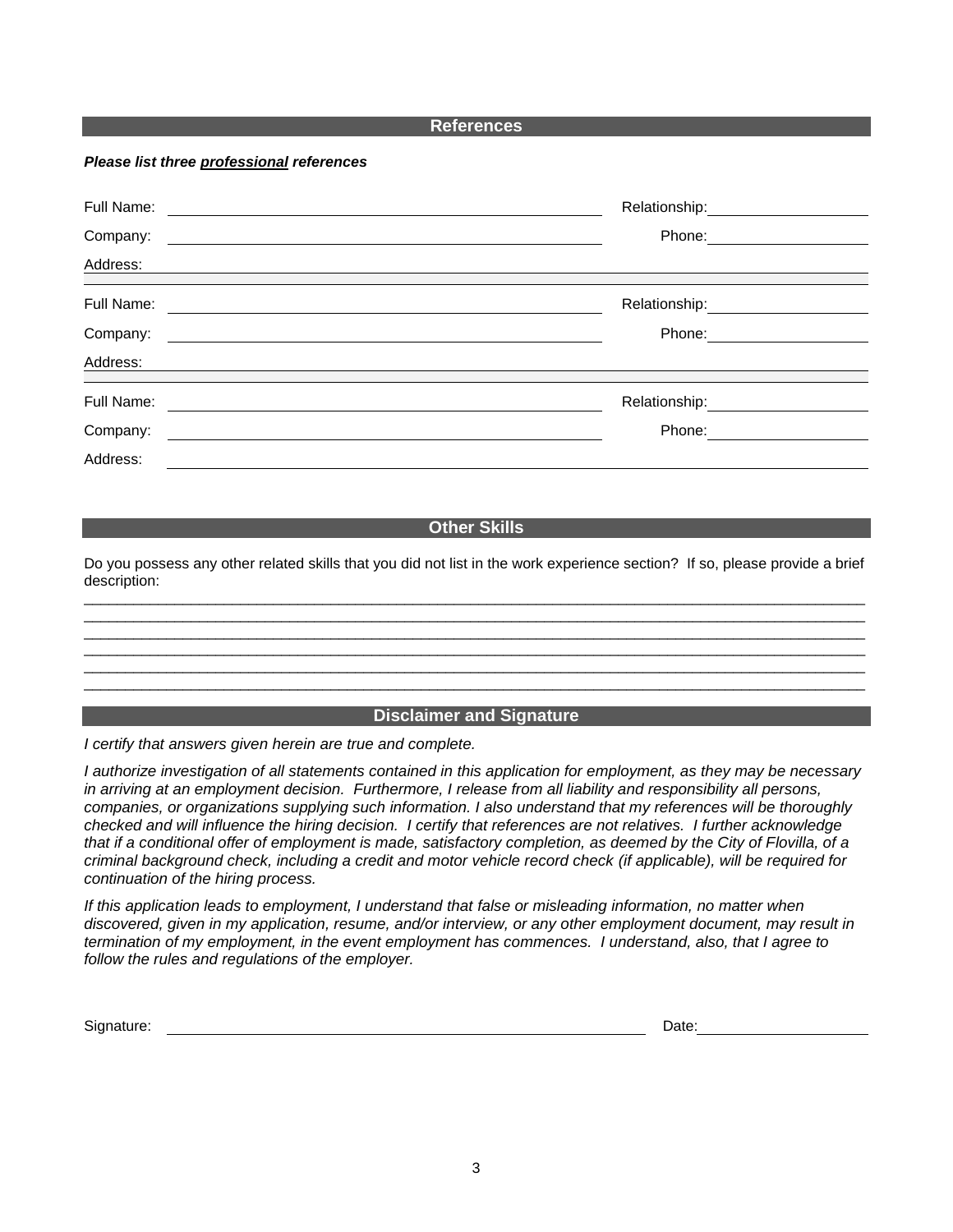## References

***Please list three professional references***

Full Name: ______________________________ Relationship: ______________

Company: ______________________________ Phone: ______________

Address: ______________________________________________________________

Full Name: ______________________________ Relationship: ______________

Company: ______________________________ Phone: ______________

Address: ______________________________________________________________

Full Name: ______________________________ Relationship: ______________

Company: ______________________________ Phone: ______________

Address: ______________________________________________________________

## Other Skills

Do you possess any other related skills that you did not list in the work experience section? If so, please provide a brief description:

______________________________________________________________________________

______________________________________________________________________________

______________________________________________________________________________

______________________________________________________________________________

______________________________________________________________________________

______________________________________________________________________________

## Disclaimer and Signature

*I certify that answers given herein are true and complete.*

*I authorize investigation of all statements contained in this application for employment, as they may be necessary in arriving at an employment decision. Furthermore, I release from all liability and responsibility all persons, companies, or organizations supplying such information. I also understand that my references will be thoroughly checked and will influence the hiring decision. I certify that references are not relatives. I further acknowledge that if a conditional offer of employment is made, satisfactory completion, as deemed by the City of Flovilla, of a criminal background check, including a credit and motor vehicle record check (if applicable), will be required for continuation of the hiring process.*

*If this application leads to employment, I understand that false or misleading information, no matter when discovered, given in my application, resume, and/or interview, or any other employment document, may result in termination of my employment, in the event employment has commences. I understand, also, that I agree to follow the rules and regulations of the employer.*

Signature: ______________________________ Date: ______________